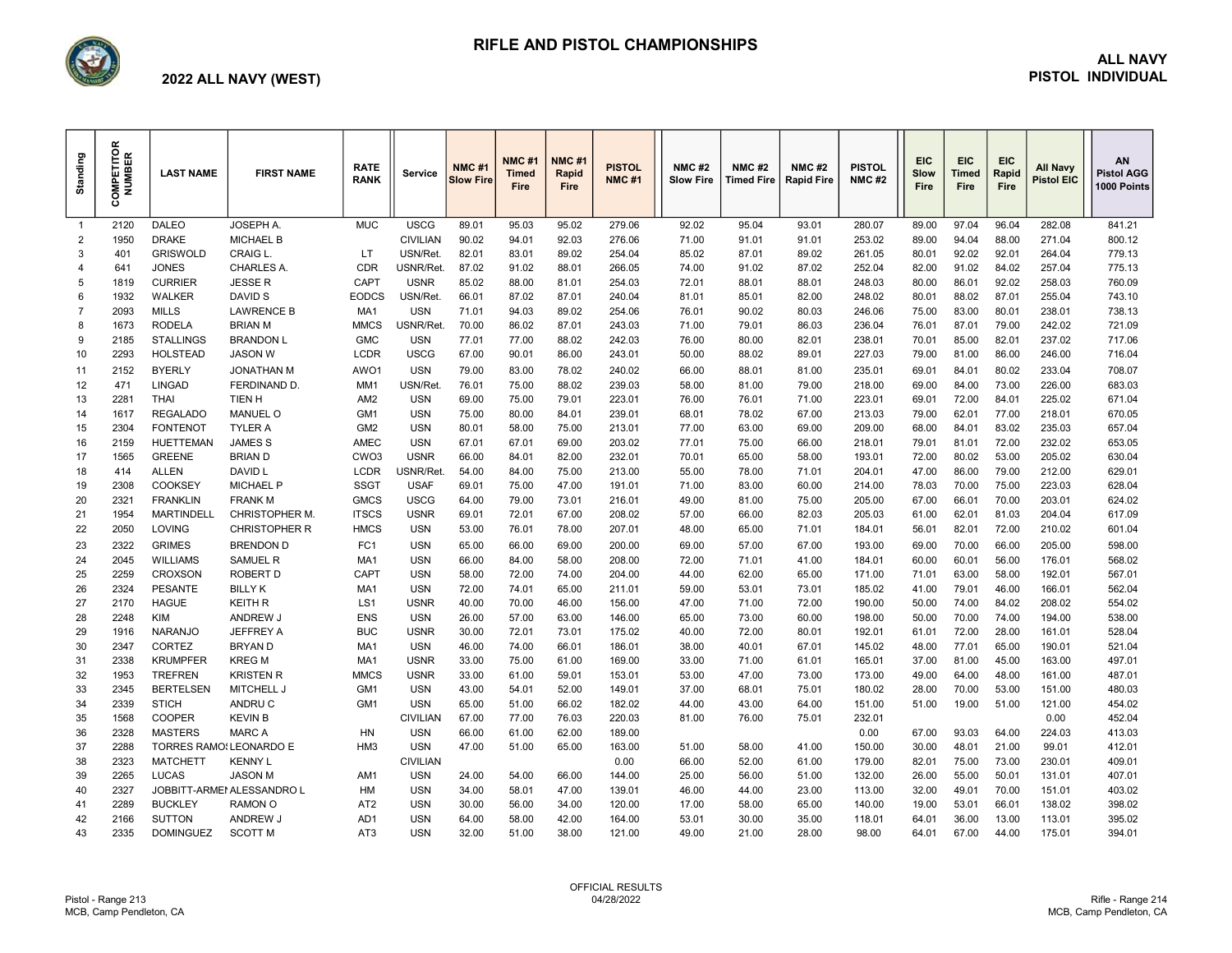# RIFLE AND PISTOL CHAMPIONSHIPS

## 2022 ALL NAVY (WEST)

## ALL NAVY PISTOL INDIVIDUAL

| Standing | COMPETITOR NUMBER | LAST NAME | FIRST NAME | RATE RANK | Service | NMC #1 Slow Fire | NMC #1 Timed Fire | NMC #1 Rapid Fire | PISTOL NMC #1 | NMC #2 Slow Fire | NMC #2 Timed Fire | NMC #2 Rapid Fire | PISTOL NMC #2 | EIC Slow Fire | EIC Timed Fire | EIC Rapid Fire | All Navy Pistol EIC | AN Pistol AGG 1000 Points |
|---|---|---|---|---|---|---|---|---|---|---|---|---|---|---|---|---|---|---|
| 1 | 2120 | DALEO | JOSEPH A. | MUC | USCG | 89.01 | 95.03 | 95.02 | 279.06 | 92.02 | 95.04 | 93.01 | 280.07 | 89.00 | 97.04 | 96.04 | 282.08 | 841.21 |
| 2 | 1950 | DRAKE | MICHAEL B | | CIVILIAN | 90.02 | 94.01 | 92.03 | 276.06 | 71.00 | 91.01 | 91.01 | 253.02 | 89.00 | 94.04 | 88.00 | 271.04 | 800.12 |
| 3 | 401 | GRISWOLD | CRAIG L. | LT | USN/Ret. | 82.01 | 83.01 | 89.02 | 254.04 | 85.02 | 87.01 | 89.02 | 261.05 | 80.01 | 92.02 | 92.01 | 264.04 | 779.13 |
| 4 | 641 | JONES | CHARLES A. | CDR | USNR/Ret. | 87.02 | 91.02 | 88.01 | 266.05 | 74.00 | 91.02 | 87.02 | 252.04 | 82.00 | 91.02 | 84.02 | 257.04 | 775.13 |
| 5 | 1819 | CURRIER | JESSE R | CAPT | USNR | 85.02 | 88.00 | 81.01 | 254.03 | 72.01 | 88.01 | 88.01 | 248.03 | 80.00 | 86.01 | 92.02 | 258.03 | 760.09 |
| 6 | 1932 | WALKER | DAVID S | EODCS | USN/Ret. | 66.01 | 87.02 | 87.01 | 240.04 | 81.01 | 85.01 | 82.00 | 248.02 | 80.01 | 88.02 | 87.01 | 255.04 | 743.10 |
| 7 | 2093 | MILLS | LAWRENCE B | MA1 | USN | 71.01 | 94.03 | 89.02 | 254.06 | 76.01 | 90.02 | 80.03 | 246.06 | 75.00 | 83.00 | 80.01 | 238.01 | 738.13 |
| 8 | 1673 | RODELA | BRIAN M | MMCS | USNR/Ret. | 70.00 | 86.02 | 87.01 | 243.03 | 71.00 | 79.01 | 86.03 | 236.04 | 76.01 | 87.01 | 79.00 | 242.02 | 721.09 |
| 9 | 2185 | STALLINGS | BRANDON L | GMC | USN | 77.01 | 77.00 | 88.02 | 242.03 | 76.00 | 80.00 | 82.01 | 238.01 | 70.01 | 85.00 | 82.01 | 237.02 | 717.06 |
| 10 | 2293 | HOLSTEAD | JASON W | LCDR | USCG | 67.00 | 90.01 | 86.00 | 243.01 | 50.00 | 88.02 | 89.01 | 227.03 | 79.00 | 81.00 | 86.00 | 246.00 | 716.04 |
| 11 | 2152 | BYERLY | JONATHAN M | AWO1 | USN | 79.00 | 83.00 | 78.02 | 240.02 | 66.00 | 88.01 | 81.00 | 235.01 | 69.01 | 84.01 | 80.02 | 233.04 | 708.07 |
| 12 | 471 | LINGAD | FERDINAND D. | MM1 | USN/Ret. | 76.01 | 75.00 | 88.02 | 239.03 | 58.00 | 81.00 | 79.00 | 218.00 | 69.00 | 84.00 | 73.00 | 226.00 | 683.03 |
| 13 | 2281 | THAI | TIEN H | AM2 | USN | 69.00 | 75.00 | 79.01 | 223.01 | 76.00 | 76.01 | 71.00 | 223.01 | 69.01 | 72.00 | 84.01 | 225.02 | 671.04 |
| 14 | 1617 | REGALADO | MANUEL O | GM1 | USN | 75.00 | 80.00 | 84.01 | 239.01 | 68.01 | 78.02 | 67.00 | 213.03 | 79.00 | 62.01 | 77.00 | 218.01 | 670.05 |
| 15 | 2304 | FONTENOT | TYLER A | GM2 | USN | 80.01 | 58.00 | 75.00 | 213.01 | 77.00 | 63.00 | 69.00 | 209.00 | 68.00 | 84.01 | 83.02 | 235.03 | 657.04 |
| 16 | 2159 | HUETTEMAN | JAMES S | AMEC | USN | 67.01 | 67.01 | 69.00 | 203.02 | 77.01 | 75.00 | 66.00 | 218.01 | 79.01 | 81.01 | 72.00 | 232.02 | 653.05 |
| 17 | 1565 | GREENE | BRIAN D | CWO3 | USNR | 66.00 | 84.01 | 82.00 | 232.01 | 70.01 | 65.00 | 58.00 | 193.01 | 72.00 | 80.02 | 53.00 | 205.02 | 630.04 |
| 18 | 414 | ALLEN | DAVID L | LCDR | USNR/Ret. | 54.00 | 84.00 | 75.00 | 213.00 | 55.00 | 78.00 | 71.01 | 204.01 | 47.00 | 86.00 | 79.00 | 212.00 | 629.01 |
| 19 | 2308 | COOKSEY | MICHAEL P | SSGT | USAF | 69.01 | 75.00 | 47.00 | 191.01 | 71.00 | 83.00 | 60.00 | 214.00 | 78.03 | 70.00 | 75.00 | 223.03 | 628.04 |
| 20 | 2321 | FRANKLIN | FRANK M | GMCS | USCG | 64.00 | 79.00 | 73.01 | 216.01 | 49.00 | 81.00 | 75.00 | 205.00 | 67.00 | 66.01 | 70.00 | 203.01 | 624.02 |
| 21 | 1954 | MARTINDELL | CHRISTOPHER M. | ITSCS | USNR | 69.01 | 72.01 | 67.00 | 208.02 | 57.00 | 66.00 | 82.03 | 205.03 | 61.00 | 62.01 | 81.03 | 204.04 | 617.09 |
| 22 | 2050 | LOVING | CHRISTOPHER R | HMCS | USN | 53.00 | 76.01 | 78.00 | 207.01 | 48.00 | 65.00 | 71.01 | 184.01 | 56.01 | 82.01 | 72.00 | 210.02 | 601.04 |
| 23 | 2322 | GRIMES | BRENDON D | FC1 | USN | 65.00 | 66.00 | 69.00 | 200.00 | 69.00 | 57.00 | 67.00 | 193.00 | 69.00 | 70.00 | 66.00 | 205.00 | 598.00 |
| 24 | 2045 | WILLIAMS | SAMUEL R | MA1 | USN | 66.00 | 84.00 | 58.00 | 208.00 | 72.00 | 71.01 | 41.00 | 184.01 | 60.00 | 60.01 | 56.00 | 176.01 | 568.02 |
| 25 | 2259 | CROXSON | ROBERT D | CAPT | USN | 58.00 | 72.00 | 74.00 | 204.00 | 44.00 | 62.00 | 65.00 | 171.00 | 71.01 | 63.00 | 58.00 | 192.01 | 567.01 |
| 26 | 2324 | PESANTE | BILLY K | MA1 | USN | 72.00 | 74.01 | 65.00 | 211.01 | 59.00 | 53.01 | 73.01 | 185.02 | 41.00 | 79.01 | 46.00 | 166.01 | 562.04 |
| 27 | 2170 | HAGUE | KEITH R | LS1 | USNR | 40.00 | 70.00 | 46.00 | 156.00 | 47.00 | 71.00 | 72.00 | 190.00 | 50.00 | 74.00 | 84.02 | 208.02 | 554.02 |
| 28 | 2248 | KIM | ANDREW J | ENS | USN | 26.00 | 57.00 | 63.00 | 146.00 | 65.00 | 73.00 | 60.00 | 198.00 | 50.00 | 70.00 | 74.00 | 194.00 | 538.00 |
| 29 | 1916 | NARANJO | JEFFREY A | BUC | USNR | 30.00 | 72.01 | 73.01 | 175.02 | 40.00 | 72.00 | 80.01 | 192.01 | 61.01 | 72.00 | 28.00 | 161.01 | 528.04 |
| 30 | 2347 | CORTEZ | BRYAN D | MA1 | USN | 46.00 | 74.00 | 66.01 | 186.01 | 38.00 | 40.01 | 67.01 | 145.02 | 48.00 | 77.01 | 65.00 | 190.01 | 521.04 |
| 31 | 2338 | KRUMPFER | KREG M | MA1 | USNR | 33.00 | 75.00 | 61.00 | 169.00 | 33.00 | 71.00 | 61.01 | 165.01 | 37.00 | 81.00 | 45.00 | 163.00 | 497.01 |
| 32 | 1953 | TREFREN | KRISTEN R | MMCS | USNR | 33.00 | 61.00 | 59.01 | 153.01 | 53.00 | 47.00 | 73.00 | 173.00 | 49.00 | 64.00 | 48.00 | 161.00 | 487.01 |
| 33 | 2345 | BERTELSEN | MITCHELL J | GM1 | USN | 43.00 | 54.01 | 52.00 | 149.01 | 37.00 | 68.01 | 75.01 | 180.02 | 28.00 | 70.00 | 53.00 | 151.00 | 480.03 |
| 34 | 2339 | STICH | ANDRU C | GM1 | USN | 65.00 | 51.00 | 66.02 | 182.02 | 44.00 | 43.00 | 64.00 | 151.00 | 51.00 | 19.00 | 51.00 | 121.00 | 454.02 |
| 35 | 1568 | COOPER | KEVIN B | | CIVILIAN | 67.00 | 77.00 | 76.03 | 220.03 | 81.00 | 76.00 | 75.01 | 232.01 | | | | 0.00 | 452.04 |
| 36 | 2328 | MASTERS | MARC A | HN | USN | 66.00 | 61.00 | 62.00 | 189.00 | | | | 0.00 | 67.00 | 93.03 | 64.00 | 224.03 | 413.03 |
| 37 | 2288 | TORRES RAMOS | LEONARDO E | HM3 | USN | 47.00 | 51.00 | 65.00 | 163.00 | 51.00 | 58.00 | 41.00 | 150.00 | 30.00 | 48.01 | 21.00 | 99.01 | 412.01 |
| 38 | 2323 | MATCHETT | KENNY L | | CIVILIAN | | | | 0.00 | 66.00 | 52.00 | 61.00 | 179.00 | 82.01 | 75.00 | 73.00 | 230.01 | 409.01 |
| 39 | 2265 | LUCAS | JASON M | AM1 | USN | 24.00 | 54.00 | 66.00 | 144.00 | 25.00 | 56.00 | 51.00 | 132.00 | 26.00 | 55.00 | 50.01 | 131.01 | 407.01 |
| 40 | 2327 | JOBBITT-ARMEN | ALESSANDRO L | HM | USN | 34.00 | 58.01 | 47.00 | 139.01 | 46.00 | 44.00 | 23.00 | 113.00 | 32.00 | 49.01 | 70.00 | 151.01 | 403.02 |
| 41 | 2289 | BUCKLEY | RAMON O | AT2 | USN | 30.00 | 56.00 | 34.00 | 120.00 | 17.00 | 58.00 | 65.00 | 140.00 | 19.00 | 53.01 | 66.01 | 138.02 | 398.02 |
| 42 | 2166 | SUTTON | ANDREW J | AD1 | USN | 64.00 | 58.00 | 42.00 | 164.00 | 53.01 | 30.00 | 35.00 | 118.01 | 64.01 | 36.00 | 13.00 | 113.01 | 395.02 |
| 43 | 2335 | DOMINGUEZ | SCOTT M | AT3 | USN | 32.00 | 51.00 | 38.00 | 121.00 | 49.00 | 21.00 | 28.00 | 98.00 | 64.01 | 67.00 | 44.00 | 175.01 | 394.01 |

Pistol - Range 213
MCB, Camp Pendleton, CA

OFFICIAL RESULTS
04/28/2022

Rifle - Range 214
MCB, Camp Pendleton, CA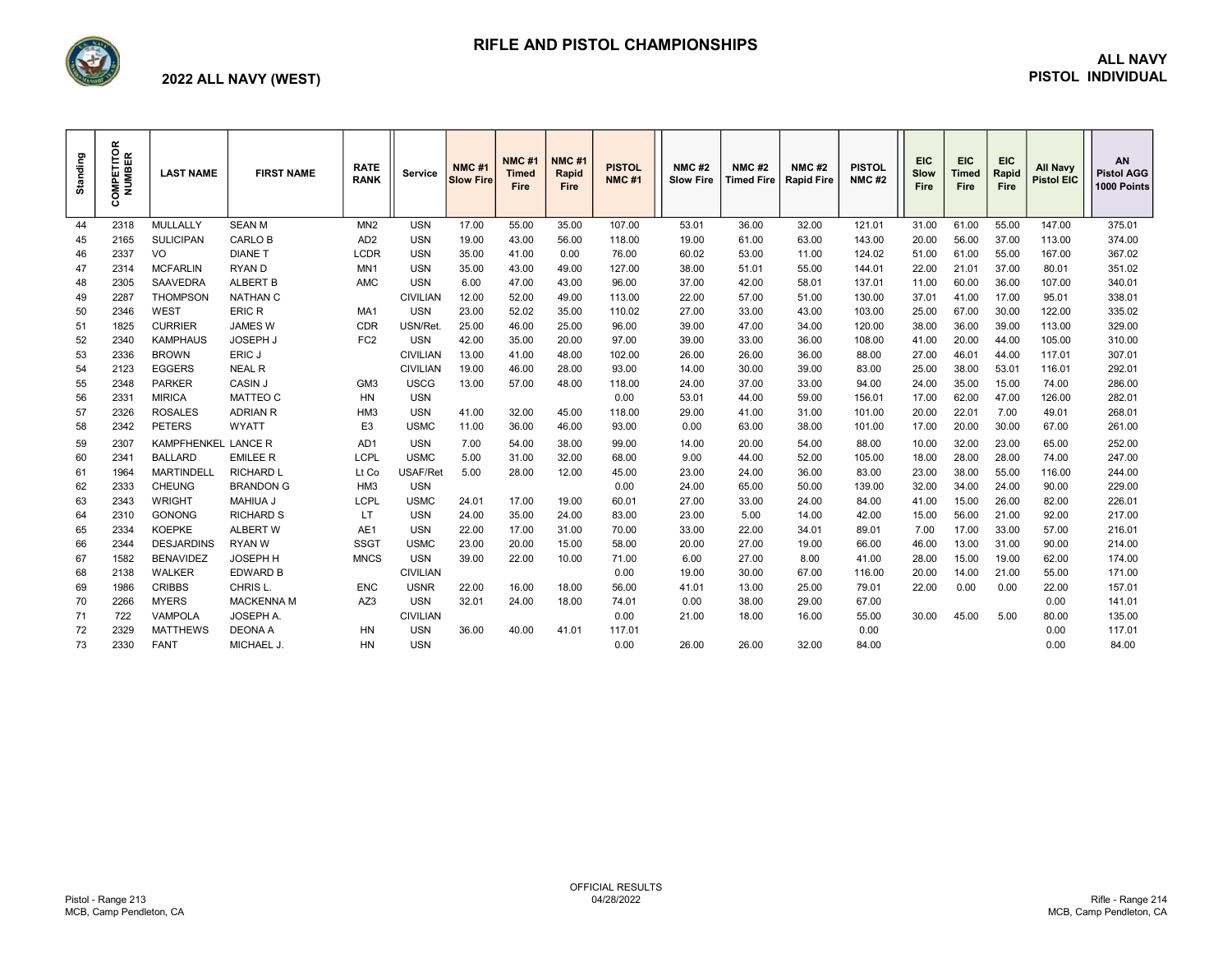# RIFLE AND PISTOL CHAMPIONSHIPS

## 2022 ALL NAVY (WEST)

## ALL NAVY PISTOL INDIVIDUAL

| Standing | COMPETITOR NUMBER | LAST NAME | FIRST NAME | RATE RANK | Service | NMC #1 Slow Fire | NMC #1 Timed Fire | NMC #1 Rapid Fire | PISTOL NMC #1 | NMC #2 Slow Fire | NMC #2 Timed Fire | NMC #2 Rapid Fire | PISTOL NMC #2 | EIC Slow Fire | EIC Timed Fire | EIC Rapid Fire | All Navy Pistol EIC | AN Pistol AGG 1000 Points |
|---|---|---|---|---|---|---|---|---|---|---|---|---|---|---|---|---|---|---|
| 44 | 2318 | MULLALLY | SEAN M | MN2 | USN | 17.00 | 55.00 | 35.00 | 107.00 | 53.01 | 36.00 | 32.00 | 121.01 | 31.00 | 61.00 | 55.00 | 147.00 | 375.01 |
| 45 | 2165 | SULICIPAN | CARLO B | AD2 | USN | 19.00 | 43.00 | 56.00 | 118.00 | 19.00 | 61.00 | 63.00 | 143.00 | 20.00 | 56.00 | 37.00 | 113.00 | 374.00 |
| 46 | 2337 | VO | DIANE T | LCDR | USN | 35.00 | 41.00 | 0.00 | 76.00 | 60.02 | 53.00 | 11.00 | 124.02 | 51.00 | 61.00 | 55.00 | 167.00 | 367.02 |
| 47 | 2314 | MCFARLIN | RYAN D | MN1 | USN | 35.00 | 43.00 | 49.00 | 127.00 | 38.00 | 51.01 | 55.00 | 144.01 | 22.00 | 21.01 | 37.00 | 80.01 | 351.02 |
| 48 | 2305 | SAAVEDRA | ALBERT B | AMC | USN | 6.00 | 47.00 | 43.00 | 96.00 | 37.00 | 42.00 | 58.01 | 137.01 | 11.00 | 60.00 | 36.00 | 107.00 | 340.01 |
| 49 | 2287 | THOMPSON | NATHAN C | | CIVILIAN | 12.00 | 52.00 | 49.00 | 113.00 | 22.00 | 57.00 | 51.00 | 130.00 | 37.01 | 41.00 | 17.00 | 95.01 | 338.01 |
| 50 | 2346 | WEST | ERIC R | MA1 | USN | 23.00 | 52.02 | 35.00 | 110.02 | 27.00 | 33.00 | 43.00 | 103.00 | 25.00 | 67.00 | 30.00 | 122.00 | 335.02 |
| 51 | 1825 | CURRIER | JAMES W | CDR | USN/Ret. | 25.00 | 46.00 | 25.00 | 96.00 | 39.00 | 47.00 | 34.00 | 120.00 | 38.00 | 36.00 | 39.00 | 113.00 | 329.00 |
| 52 | 2340 | KAMPHAUS | JOSEPH J | FC2 | USN | 42.00 | 35.00 | 20.00 | 97.00 | 39.00 | 33.00 | 36.00 | 108.00 | 41.00 | 20.00 | 44.00 | 105.00 | 310.00 |
| 53 | 2336 | BROWN | ERIC J | | CIVILIAN | 13.00 | 41.00 | 48.00 | 102.00 | 26.00 | 26.00 | 36.00 | 88.00 | 27.00 | 46.01 | 44.00 | 117.01 | 307.01 |
| 54 | 2123 | EGGERS | NEAL R | | CIVILIAN | 19.00 | 46.00 | 28.00 | 93.00 | 14.00 | 30.00 | 39.00 | 83.00 | 25.00 | 38.00 | 53.01 | 116.01 | 292.01 |
| 55 | 2348 | PARKER | CASIN J | GM3 | USCG | 13.00 | 57.00 | 48.00 | 118.00 | 24.00 | 37.00 | 33.00 | 94.00 | 24.00 | 35.00 | 15.00 | 74.00 | 286.00 |
| 56 | 2331 | MIRICA | MATTEO C | HN | USN | | | | 0.00 | 53.01 | 44.00 | 59.00 | 156.01 | 17.00 | 62.00 | 47.00 | 126.00 | 282.01 |
| 57 | 2326 | ROSALES | ADRIAN R | HM3 | USN | 41.00 | 32.00 | 45.00 | 118.00 | 29.00 | 41.00 | 31.00 | 101.00 | 20.00 | 22.01 | 7.00 | 49.01 | 268.01 |
| 58 | 2342 | PETERS | WYATT | E3 | USMC | 11.00 | 36.00 | 46.00 | 93.00 | 0.00 | 63.00 | 38.00 | 101.00 | 17.00 | 20.00 | 30.00 | 67.00 | 261.00 |
| 59 | 2307 | KAMPFHENKEL | LANCE R | AD1 | USN | 7.00 | 54.00 | 38.00 | 99.00 | 14.00 | 20.00 | 54.00 | 88.00 | 10.00 | 32.00 | 23.00 | 65.00 | 252.00 |
| 60 | 2341 | BALLARD | EMILEE R | LCPL | USMC | 5.00 | 31.00 | 32.00 | 68.00 | 9.00 | 44.00 | 52.00 | 105.00 | 18.00 | 28.00 | 28.00 | 74.00 | 247.00 |
| 61 | 1964 | MARTINDELL | RICHARD L | Lt Co | USAF/Ret | 5.00 | 28.00 | 12.00 | 45.00 | 23.00 | 24.00 | 36.00 | 83.00 | 23.00 | 38.00 | 55.00 | 116.00 | 244.00 |
| 62 | 2333 | CHEUNG | BRANDON G | HM3 | USN | | | | 0.00 | 24.00 | 65.00 | 50.00 | 139.00 | 32.00 | 34.00 | 24.00 | 90.00 | 229.00 |
| 63 | 2343 | WRIGHT | MAHIUA J | LCPL | USMC | 24.01 | 17.00 | 19.00 | 60.01 | 27.00 | 33.00 | 24.00 | 84.00 | 41.00 | 15.00 | 26.00 | 82.00 | 226.01 |
| 64 | 2310 | GONONG | RICHARD S | LT | USN | 24.00 | 35.00 | 24.00 | 83.00 | 23.00 | 5.00 | 14.00 | 42.00 | 15.00 | 56.00 | 21.00 | 92.00 | 217.00 |
| 65 | 2334 | KOEPKE | ALBERT W | AE1 | USN | 22.00 | 17.00 | 31.00 | 70.00 | 33.00 | 22.00 | 34.01 | 89.01 | 7.00 | 17.00 | 33.00 | 57.00 | 216.01 |
| 66 | 2344 | DESJARDINS | RYAN W | SSGT | USMC | 23.00 | 20.00 | 15.00 | 58.00 | 20.00 | 27.00 | 19.00 | 66.00 | 46.00 | 13.00 | 31.00 | 90.00 | 214.00 |
| 67 | 1582 | BENAVIDEZ | JOSEPH H | MNCS | USN | 39.00 | 22.00 | 10.00 | 71.00 | 6.00 | 27.00 | 8.00 | 41.00 | 28.00 | 15.00 | 19.00 | 62.00 | 174.00 |
| 68 | 2138 | WALKER | EDWARD B | | CIVILIAN | | | | 0.00 | 19.00 | 30.00 | 67.00 | 116.00 | 20.00 | 14.00 | 21.00 | 55.00 | 171.00 |
| 69 | 1986 | CRIBBS | CHRIS L. | ENC | USNR | 22.00 | 16.00 | 18.00 | 56.00 | 41.01 | 13.00 | 25.00 | 79.01 | 22.00 | 0.00 | 0.00 | 22.00 | 157.01 |
| 70 | 2266 | MYERS | MACKENNA M | AZ3 | USN | 32.01 | 24.00 | 18.00 | 74.01 | 0.00 | 38.00 | 29.00 | 67.00 | | | | 0.00 | 141.01 |
| 71 | 722 | VAMPOLA | JOSEPH A. | | CIVILIAN | | | | 0.00 | 21.00 | 18.00 | 16.00 | 55.00 | 30.00 | 45.00 | 5.00 | 80.00 | 135.00 |
| 72 | 2329 | MATTHEWS | DEONA A | HN | USN | 36.00 | 40.00 | 41.01 | 117.01 | | | | 0.00 | | | | 0.00 | 117.01 |
| 73 | 2330 | FANT | MICHAEL J. | HN | USN | | | | 0.00 | 26.00 | 26.00 | 32.00 | 84.00 | | | | 0.00 | 84.00 |

Pistol - Range 213
MCB, Camp Pendleton, CA

OFFICIAL RESULTS
04/28/2022

Rifle - Range 214
MCB, Camp Pendleton, CA